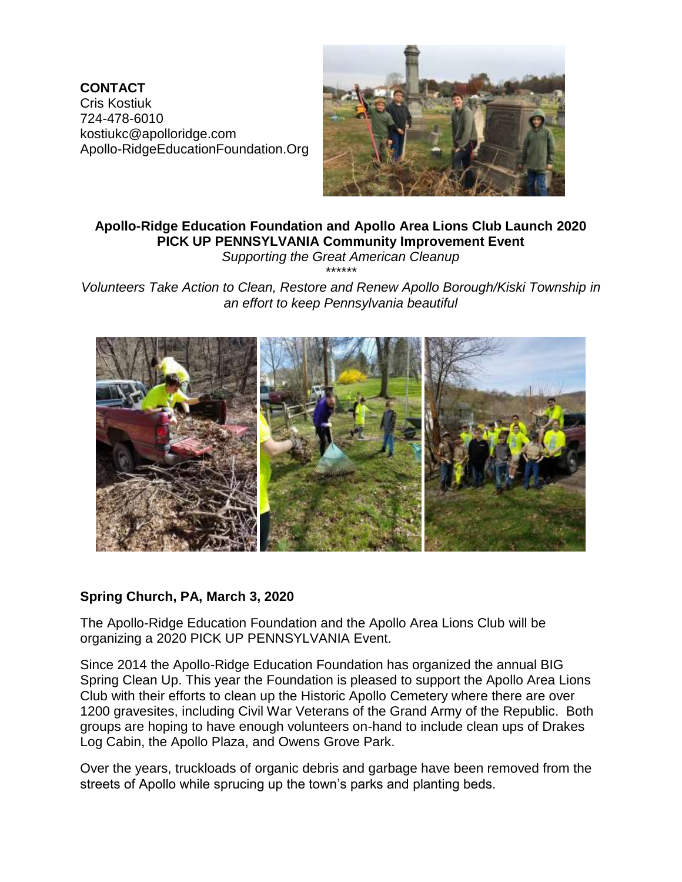**CONTACT**
Cris Kostiuk
724-478-6010
kostiukc@apolloridge.com
Apollo-RidgeEducationFoundation.Org

**Apollo-Ridge Education Foundation and Apollo Area Lions Club Launch 2020 PICK UP PENNSYLVANIA Community Improvement Event**

*Supporting the Great American Cleanup*

\*\*\*\*\*\*

*Volunteers Take Action to Clean, Restore and Renew Apollo Borough/Kiski Township in an effort to keep Pennsylvania beautiful*

**Spring Church, PA, March 3, 2020**

The Apollo-Ridge Education Foundation and the Apollo Area Lions Club will be organizing a 2020 PICK UP PENNSYLVANIA Event.

Since 2014 the Apollo-Ridge Education Foundation has organized the annual BIG Spring Clean Up. This year the Foundation is pleased to support the Apollo Area Lions Club with their efforts to clean up the Historic Apollo Cemetery where there are over 1200 gravesites, including Civil War Veterans of the Grand Army of the Republic. Both groups are hoping to have enough volunteers on-hand to include clean ups of Drakes Log Cabin, the Apollo Plaza, and Owens Grove Park.

Over the years, truckloads of organic debris and garbage have been removed from the streets of Apollo while sprucing up the town's parks and planting beds.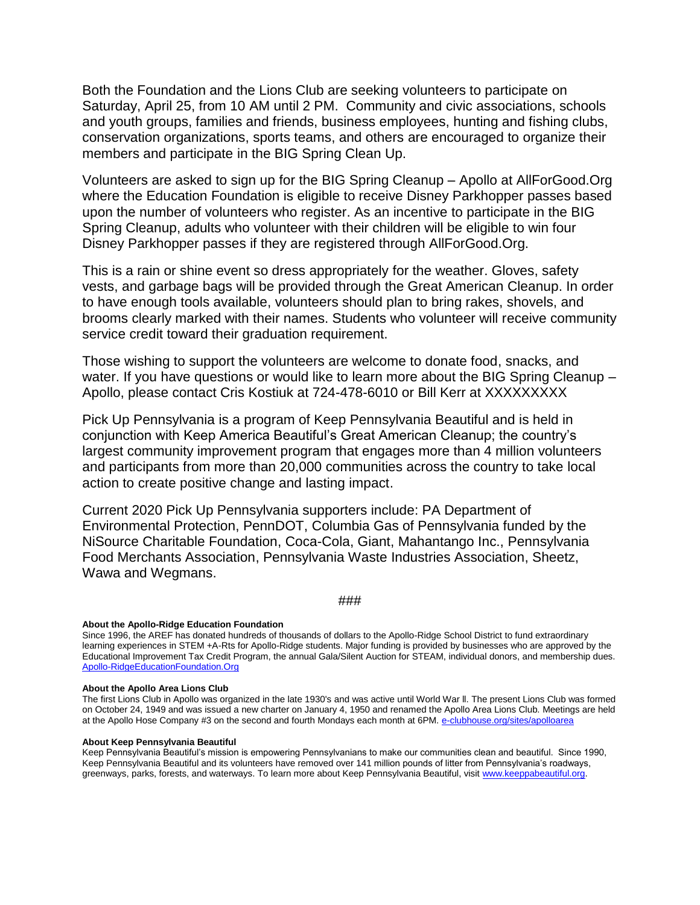Both the Foundation and the Lions Club are seeking volunteers to participate on Saturday, April 25, from 10 AM until 2 PM. Community and civic associations, schools and youth groups, families and friends, business employees, hunting and fishing clubs, conservation organizations, sports teams, and others are encouraged to organize their members and participate in the BIG Spring Clean Up.

Volunteers are asked to sign up for the BIG Spring Cleanup – Apollo at AllForGood.Org where the Education Foundation is eligible to receive Disney Parkhopper passes based upon the number of volunteers who register. As an incentive to participate in the BIG Spring Cleanup, adults who volunteer with their children will be eligible to win four Disney Parkhopper passes if they are registered through AllForGood.Org.

This is a rain or shine event so dress appropriately for the weather. Gloves, safety vests, and garbage bags will be provided through the Great American Cleanup. In order to have enough tools available, volunteers should plan to bring rakes, shovels, and brooms clearly marked with their names. Students who volunteer will receive community service credit toward their graduation requirement.

Those wishing to support the volunteers are welcome to donate food, snacks, and water. If you have questions or would like to learn more about the BIG Spring Cleanup – Apollo, please contact Cris Kostiuk at 724-478-6010 or Bill Kerr at XXXXXXXXX

Pick Up Pennsylvania is a program of Keep Pennsylvania Beautiful and is held in conjunction with Keep America Beautiful's Great American Cleanup; the country's largest community improvement program that engages more than 4 million volunteers and participants from more than 20,000 communities across the country to take local action to create positive change and lasting impact.

Current 2020 Pick Up Pennsylvania supporters include: PA Department of Environmental Protection, PennDOT, Columbia Gas of Pennsylvania funded by the NiSource Charitable Foundation, Coca-Cola, Giant, Mahantango Inc., Pennsylvania Food Merchants Association, Pennsylvania Waste Industries Association, Sheetz, Wawa and Wegmans.

###

**About the Apollo-Ridge Education Foundation**

Since 1996, the AREF has donated hundreds of thousands of dollars to the Apollo-Ridge School District to fund extraordinary learning experiences in STEM +A-Rts for Apollo-Ridge students. Major funding is provided by businesses who are approved by the Educational Improvement Tax Credit Program, the annual Gala/Silent Auction for STEAM, individual donors, and membership dues. Apollo-RidgeEducationFoundation.Org

**About the Apollo Area Lions Club**

The first Lions Club in Apollo was organized in the late 1930's and was active until World War II. The present Lions Club was formed on October 24, 1949 and was issued a new charter on January 4, 1950 and renamed the Apollo Area Lions Club. Meetings are held at the Apollo Hose Company #3 on the second and fourth Mondays each month at 6PM. e-clubhouse.org/sites/apolloarea

**About Keep Pennsylvania Beautiful**

Keep Pennsylvania Beautiful's mission is empowering Pennsylvanians to make our communities clean and beautiful. Since 1990, Keep Pennsylvania Beautiful and its volunteers have removed over 141 million pounds of litter from Pennsylvania's roadways, greenways, parks, forests, and waterways. To learn more about Keep Pennsylvania Beautiful, visit www.keeppabeautiful.org.